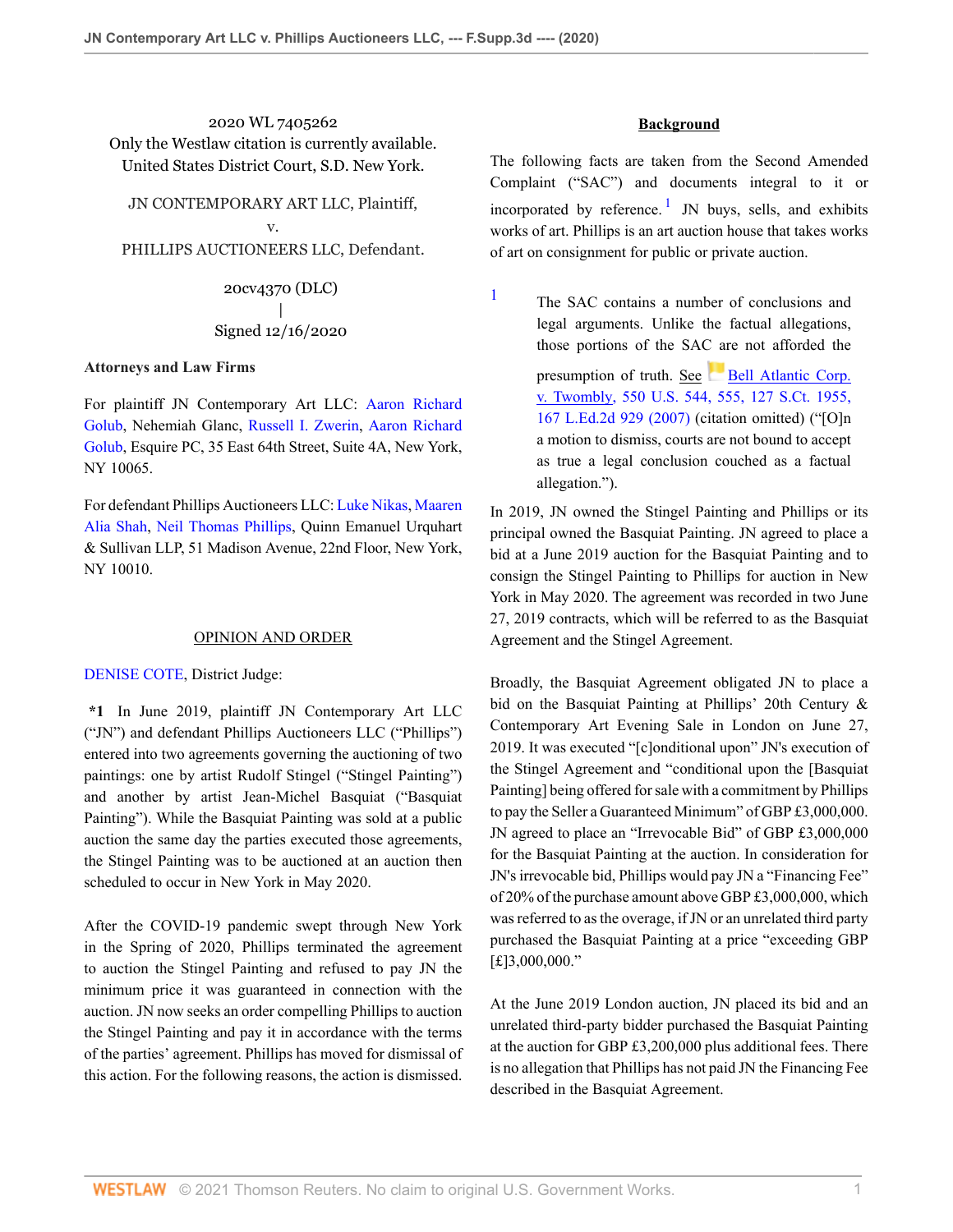2020 WL 7405262
Only the Westlaw citation is currently available.
United States District Court, S.D. New York.

JN CONTEMPORARY ART LLC, Plaintiff,
v.
PHILLIPS AUCTIONEERS LLC, Defendant.

20cv4370 (DLC)
|
Signed 12/16/2020

**Attorneys and Law Firms**

For plaintiff JN Contemporary Art LLC: Aaron Richard Golub, Nehemiah Glanc, Russell I. Zwerin, Aaron Richard Golub, Esquire PC, 35 East 64th Street, Suite 4A, New York, NY 10065.

For defendant Phillips Auctioneers LLC: Luke Nikas, Maaren Alia Shah, Neil Thomas Phillips, Quinn Emanuel Urquhart & Sullivan LLP, 51 Madison Avenue, 22nd Floor, New York, NY 10010.

## OPINION AND ORDER

DENISE COTE, District Judge:

**\*1** In June 2019, plaintiff JN Contemporary Art LLC ("JN") and defendant Phillips Auctioneers LLC ("Phillips") entered into two agreements governing the auctioning of two paintings: one by artist Rudolf Stingel ("Stingel Painting") and another by artist Jean-Michel Basquiat ("Basquiat Painting"). While the Basquiat Painting was sold at a public auction the same day the parties executed those agreements, the Stingel Painting was to be auctioned at an auction then scheduled to occur in New York in May 2020.

After the COVID-19 pandemic swept through New York in the Spring of 2020, Phillips terminated the agreement to auction the Stingel Painting and refused to pay JN the minimum price it was guaranteed in connection with the auction. JN now seeks an order compelling Phillips to auction the Stingel Painting and pay it in accordance with the terms of the parties' agreement. Phillips has moved for dismissal of this action. For the following reasons, the action is dismissed.

## Background

The following facts are taken from the Second Amended Complaint ("SAC") and documents integral to it or incorporated by reference.[1] JN buys, sells, and exhibits works of art. Phillips is an art auction house that takes works of art on consignment for public or private auction.

[1] The SAC contains a number of conclusions and legal arguments. Unlike the factual allegations, those portions of the SAC are not afforded the presumption of truth. See Bell Atlantic Corp. v. Twombly, 550 U.S. 544, 555, 127 S.Ct. 1955, 167 L.Ed.2d 929 (2007) (citation omitted) ("[O]n a motion to dismiss, courts are not bound to accept as true a legal conclusion couched as a factual allegation.").

In 2019, JN owned the Stingel Painting and Phillips or its principal owned the Basquiat Painting. JN agreed to place a bid at a June 2019 auction for the Basquiat Painting and to consign the Stingel Painting to Phillips for auction in New York in May 2020. The agreement was recorded in two June 27, 2019 contracts, which will be referred to as the Basquiat Agreement and the Stingel Agreement.

Broadly, the Basquiat Agreement obligated JN to place a bid on the Basquiat Painting at Phillips' 20th Century & Contemporary Art Evening Sale in London on June 27, 2019. It was executed "[c]onditional upon" JN's execution of the Stingel Agreement and "conditional upon the [Basquiat Painting] being offered for sale with a commitment by Phillips to pay the Seller a Guaranteed Minimum" of GBP £3,000,000. JN agreed to place an "Irrevocable Bid" of GBP £3,000,000 for the Basquiat Painting at the auction. In consideration for JN's irrevocable bid, Phillips would pay JN a "Financing Fee" of 20% of the purchase amount above GBP £3,000,000, which was referred to as the overage, if JN or an unrelated third party purchased the Basquiat Painting at a price "exceeding GBP [£]3,000,000."

At the June 2019 London auction, JN placed its bid and an unrelated third-party bidder purchased the Basquiat Painting at the auction for GBP £3,200,000 plus additional fees. There is no allegation that Phillips has not paid JN the Financing Fee described in the Basquiat Agreement.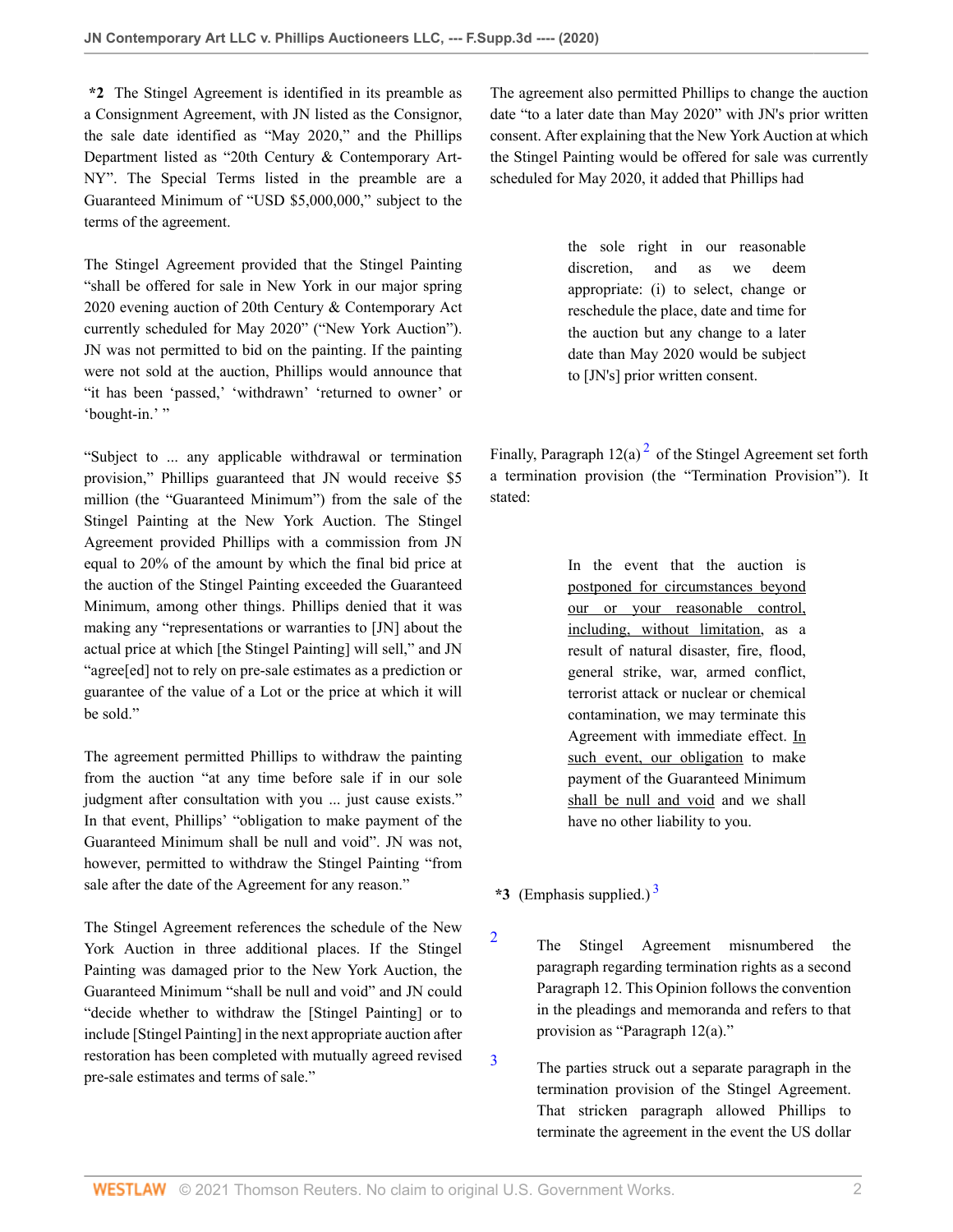**\*2** The Stingel Agreement is identified in its preamble as a Consignment Agreement, with JN listed as the Consignor, the sale date identified as "May 2020," and the Phillips Department listed as "20th Century & Contemporary Art-NY". The Special Terms listed in the preamble are a Guaranteed Minimum of "USD $5,000,000," subject to the terms of the agreement.

The Stingel Agreement provided that the Stingel Painting "shall be offered for sale in New York in our major spring 2020 evening auction of 20th Century & Contemporary Act currently scheduled for May 2020" ("New York Auction"). JN was not permitted to bid on the painting. If the painting were not sold at the auction, Phillips would announce that "it has been 'passed,' 'withdrawn' 'returned to owner' or 'bought-in.' "

"Subject to ... any applicable withdrawal or termination provision," Phillips guaranteed that JN would receive $5 million (the "Guaranteed Minimum") from the sale of the Stingel Painting at the New York Auction. The Stingel Agreement provided Phillips with a commission from JN equal to 20% of the amount by which the final bid price at the auction of the Stingel Painting exceeded the Guaranteed Minimum, among other things. Phillips denied that it was making any "representations or warranties to [JN] about the actual price at which [the Stingel Painting] will sell," and JN "agree[ed] not to rely on pre-sale estimates as a prediction or guarantee of the value of a Lot or the price at which it will be sold."

The agreement permitted Phillips to withdraw the painting from the auction "at any time before sale if in our sole judgment after consultation with you ... just cause exists." In that event, Phillips' "obligation to make payment of the Guaranteed Minimum shall be null and void". JN was not, however, permitted to withdraw the Stingel Painting "from sale after the date of the Agreement for any reason."

The Stingel Agreement references the schedule of the New York Auction in three additional places. If the Stingel Painting was damaged prior to the New York Auction, the Guaranteed Minimum "shall be null and void" and JN could "decide whether to withdraw the [Stingel Painting] or to include [Stingel Painting] in the next appropriate auction after restoration has been completed with mutually agreed revised pre-sale estimates and terms of sale."

The agreement also permitted Phillips to change the auction date "to a later date than May 2020" with JN's prior written consent. After explaining that the New York Auction at which the Stingel Painting would be offered for sale was currently scheduled for May 2020, it added that Phillips had

> the sole right in our reasonable discretion, and as we deem appropriate: (i) to select, change or reschedule the place, date and time for the auction but any change to a later date than May 2020 would be subject to [JN's] prior written consent.

Finally, Paragraph 12(a)[2] of the Stingel Agreement set forth a termination provision (the "Termination Provision"). It stated:

> In the event that the auction is <u>postponed for circumstances beyond our or your reasonable control, including, without limitation</u>, as a result of natural disaster, fire, flood, general strike, war, armed conflict, terrorist attack or nuclear or chemical contamination, we may terminate this Agreement with immediate effect. <u>In such event, our obligation</u> to make payment of the Guaranteed Minimum <u>shall be null and void</u> and we shall have no other liability to you.

**\*3** (Emphasis supplied.)[3]

[2] The Stingel Agreement misnumbered the paragraph regarding termination rights as a second Paragraph 12. This Opinion follows the convention in the pleadings and memoranda and refers to that provision as "Paragraph 12(a)."

[3] The parties struck out a separate paragraph in the termination provision of the Stingel Agreement. That stricken paragraph allowed Phillips to terminate the agreement in the event the US dollar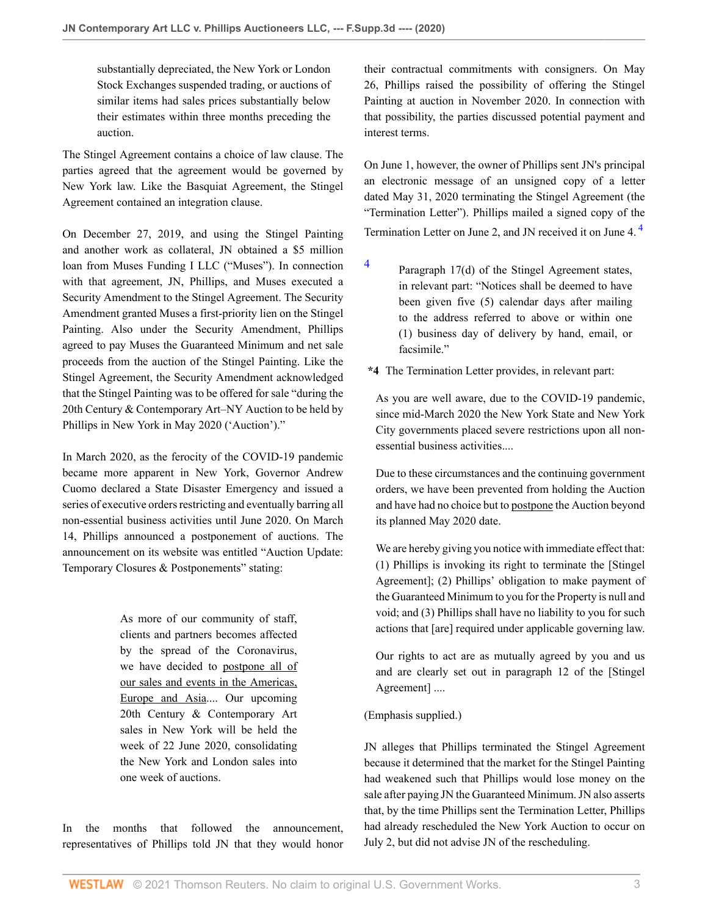> substantially depreciated, the New York or London Stock Exchanges suspended trading, or auctions of similar items had sales prices substantially below their estimates within three months preceding the auction.

The Stingel Agreement contains a choice of law clause. The parties agreed that the agreement would be governed by New York law. Like the Basquiat Agreement, the Stingel Agreement contained an integration clause.

On December 27, 2019, and using the Stingel Painting and another work as collateral, JN obtained a $5 million loan from Muses Funding I LLC ("Muses"). In connection with that agreement, JN, Phillips, and Muses executed a Security Amendment to the Stingel Agreement. The Security Amendment granted Muses a first-priority lien on the Stingel Painting. Also under the Security Amendment, Phillips agreed to pay Muses the Guaranteed Minimum and net sale proceeds from the auction of the Stingel Painting. Like the Stingel Agreement, the Security Amendment acknowledged that the Stingel Painting was to be offered for sale "during the 20th Century & Contemporary Art–NY Auction to be held by Phillips in New York in May 2020 ('Auction')."

In March 2020, as the ferocity of the COVID-19 pandemic became more apparent in New York, Governor Andrew Cuomo declared a State Disaster Emergency and issued a series of executive orders restricting and eventually barring all non-essential business activities until June 2020. On March 14, Phillips announced a postponement of auctions. The announcement on its website was entitled "Auction Update: Temporary Closures & Postponements" stating:

> As more of our community of staff, clients and partners becomes affected by the spread of the Coronavirus, we have decided to <u>postpone all of our sales and events in the Americas, Europe and Asia</u>.... Our upcoming 20th Century & Contemporary Art sales in New York will be held the week of 22 June 2020, consolidating the New York and London sales into one week of auctions.

In the months that followed the announcement, representatives of Phillips told JN that they would honor their contractual commitments with consigners. On May 26, Phillips raised the possibility of offering the Stingel Painting at auction in November 2020. In connection with that possibility, the parties discussed potential payment and interest terms.

On June 1, however, the owner of Phillips sent JN's principal an electronic message of an unsigned copy of a letter dated May 31, 2020 terminating the Stingel Agreement (the "Termination Letter"). Phillips mailed a signed copy of the Termination Letter on June 2, and JN received it on June 4.[4]

> [4] Paragraph 17(d) of the Stingel Agreement states, in relevant part: "Notices shall be deemed to have been given five (5) calendar days after mailing to the address referred to above or within one (1) business day of delivery by hand, email, or facsimile."

**\*4** The Termination Letter provides, in relevant part:

> As you are well aware, due to the COVID-19 pandemic, since mid-March 2020 the New York State and New York City governments placed severe restrictions upon all non-essential business activities....
>
> Due to these circumstances and the continuing government orders, we have been prevented from holding the Auction and have had no choice but to <u>postpone</u> the Auction beyond its planned May 2020 date.
>
> We are hereby giving you notice with immediate effect that: (1) Phillips is invoking its right to terminate the [Stingel Agreement]; (2) Phillips' obligation to make payment of the Guaranteed Minimum to you for the Property is null and void; and (3) Phillips shall have no liability to you for such actions that [are] required under applicable governing law.
>
> Our rights to act are as mutually agreed by you and us and are clearly set out in paragraph 12 of the [Stingel Agreement] ....

(Emphasis supplied.)

JN alleges that Phillips terminated the Stingel Agreement because it determined that the market for the Stingel Painting had weakened such that Phillips would lose money on the sale after paying JN the Guaranteed Minimum. JN also asserts that, by the time Phillips sent the Termination Letter, Phillips had already rescheduled the New York Auction to occur on July 2, but did not advise JN of the rescheduling.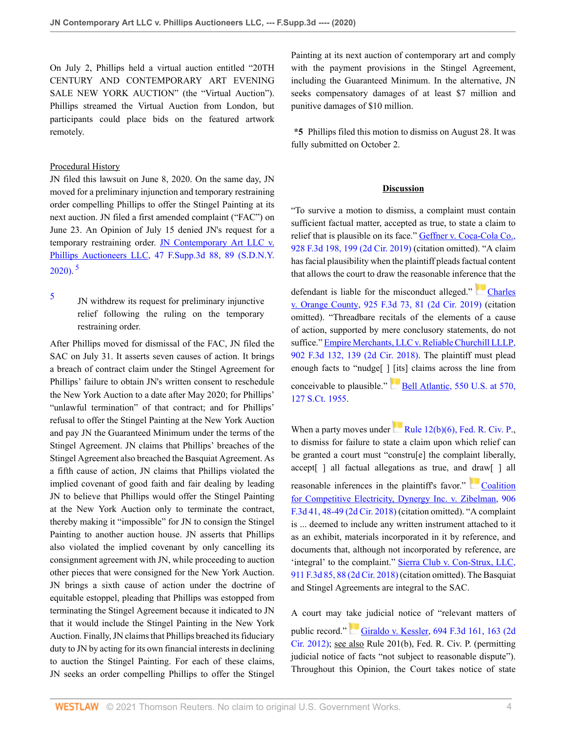On July 2, Phillips held a virtual auction entitled "20TH CENTURY AND CONTEMPORARY ART EVENING SALE NEW YORK AUCTION" (the "Virtual Auction"). Phillips streamed the Virtual Auction from London, but participants could place bids on the featured artwork remotely.

Procedural History

JN filed this lawsuit on June 8, 2020. On the same day, JN moved for a preliminary injunction and temporary restraining order compelling Phillips to offer the Stingel Painting at its next auction. JN filed a first amended complaint ("FAC") on June 23. An Opinion of July 15 denied JN's request for a temporary restraining order. JN Contemporary Art LLC v. Phillips Auctioneers LLC, 47 F.Supp.3d 88, 89 (S.D.N.Y. 2020).[5]

[5] JN withdrew its request for preliminary injunctive relief following the ruling on the temporary restraining order.

After Phillips moved for dismissal of the FAC, JN filed the SAC on July 31. It asserts seven causes of action. It brings a breach of contract claim under the Stingel Agreement for Phillips' failure to obtain JN's written consent to reschedule the New York Auction to a date after May 2020; for Phillips' "unlawful termination" of that contract; and for Phillips' refusal to offer the Stingel Painting at the New York Auction and pay JN the Guaranteed Minimum under the terms of the Stingel Agreement. JN claims that Phillips' breaches of the Stingel Agreement also breached the Basquiat Agreement. As a fifth cause of action, JN claims that Phillips violated the implied covenant of good faith and fair dealing by leading JN to believe that Phillips would offer the Stingel Painting at the New York Auction only to terminate the contract, thereby making it "impossible" for JN to consign the Stingel Painting to another auction house. JN asserts that Phillips also violated the implied covenant by only cancelling its consignment agreement with JN, while proceeding to auction other pieces that were consigned for the New York Auction. JN brings a sixth cause of action under the doctrine of equitable estoppel, pleading that Phillips was estopped from terminating the Stingel Agreement because it indicated to JN that it would include the Stingel Painting in the New York Auction. Finally, JN claims that Phillips breached its fiduciary duty to JN by acting for its own financial interests in declining to auction the Stingel Painting. For each of these claims, JN seeks an order compelling Phillips to offer the Stingel Painting at its next auction of contemporary art and comply with the payment provisions in the Stingel Agreement, including the Guaranteed Minimum. In the alternative, JN seeks compensatory damages of at least $7 million and punitive damages of $10 million.

**\*5** Phillips filed this motion to dismiss on August 28. It was fully submitted on October 2.

## Discussion

"To survive a motion to dismiss, a complaint must contain sufficient factual matter, accepted as true, to state a claim to relief that is plausible on its face." Geffner v. Coca-Cola Co., 928 F.3d 198, 199 (2d Cir. 2019) (citation omitted). "A claim has facial plausibility when the plaintiff pleads factual content that allows the court to draw the reasonable inference that the defendant is liable for the misconduct alleged." Charles v. Orange County, 925 F.3d 73, 81 (2d Cir. 2019) (citation omitted). "Threadbare recitals of the elements of a cause of action, supported by mere conclusory statements, do not suffice." Empire Merchants, LLC v. Reliable Churchill LLLP, 902 F.3d 132, 139 (2d Cir. 2018). The plaintiff must plead enough facts to "nudge[ ] [its] claims across the line from conceivable to plausible." Bell Atlantic, 550 U.S. at 570, 127 S.Ct. 1955.

When a party moves under Rule 12(b)(6), Fed. R. Civ. P., to dismiss for failure to state a claim upon which relief can be granted a court must "constru[e] the complaint liberally, accept[ ] all factual allegations as true, and draw[ ] all reasonable inferences in the plaintiff's favor." Coalition for Competitive Electricity, Dynergy Inc. v. Zibelman, 906 F.3d 41, 48-49 (2d Cir. 2018) (citation omitted). "A complaint is ... deemed to include any written instrument attached to it as an exhibit, materials incorporated in it by reference, and documents that, although not incorporated by reference, are 'integral' to the complaint." Sierra Club v. Con-Strux, LLC, 911 F.3d 85, 88 (2d Cir. 2018) (citation omitted). The Basquiat and Stingel Agreements are integral to the SAC.

A court may take judicial notice of "relevant matters of public record." Giraldo v. Kessler, 694 F.3d 161, 163 (2d Cir. 2012); see also Rule 201(b), Fed. R. Civ. P. (permitting judicial notice of facts "not subject to reasonable dispute"). Throughout this Opinion, the Court takes notice of state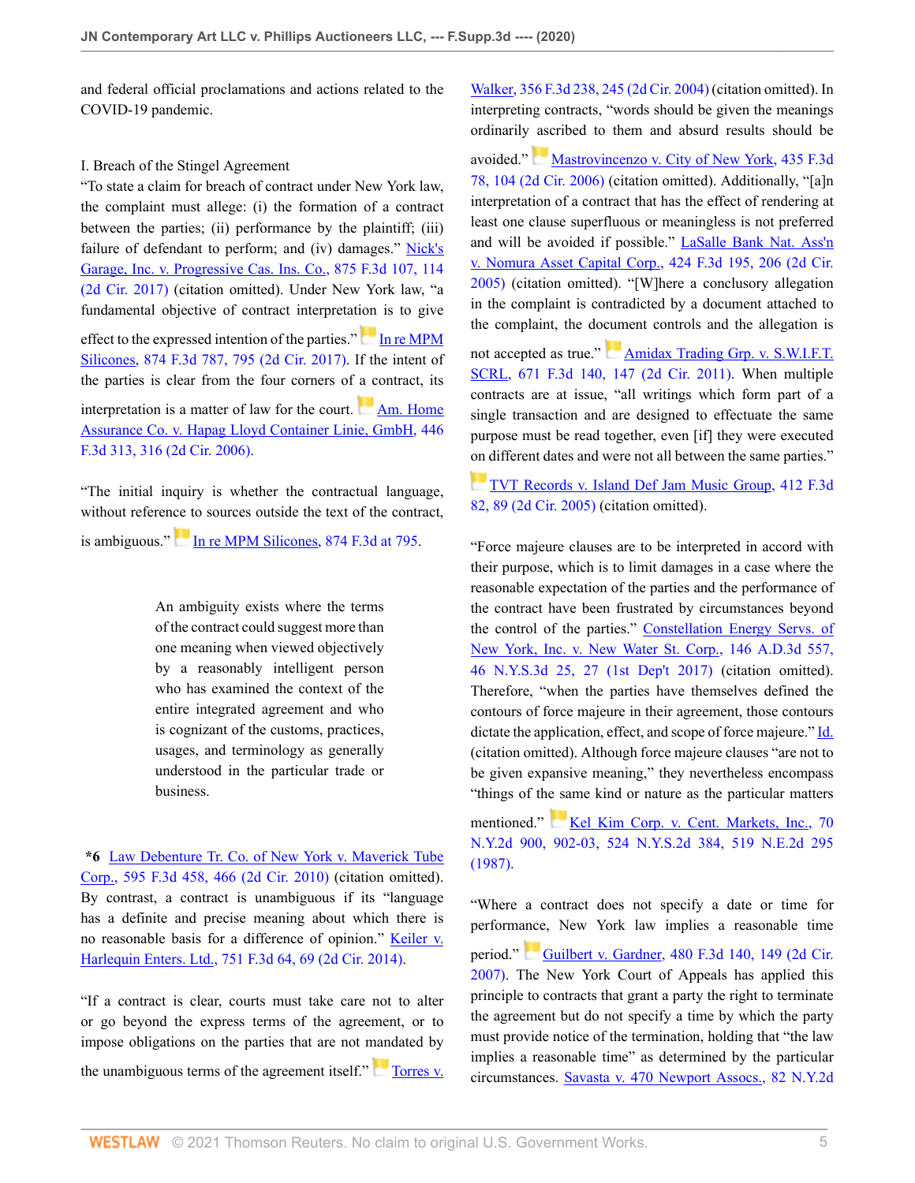and federal official proclamations and actions related to the COVID-19 pandemic.

I. Breach of the Stingel Agreement

"To state a claim for breach of contract under New York law, the complaint must allege: (i) the formation of a contract between the parties; (ii) performance by the plaintiff; (iii) failure of defendant to perform; and (iv) damages." Nick's Garage, Inc. v. Progressive Cas. Ins. Co., 875 F.3d 107, 114 (2d Cir. 2017) (citation omitted). Under New York law, "a fundamental objective of contract interpretation is to give effect to the expressed intention of the parties." In re MPM Silicones, 874 F.3d 787, 795 (2d Cir. 2017). If the intent of the parties is clear from the four corners of a contract, its interpretation is a matter of law for the court. Am. Home Assurance Co. v. Hapag Lloyd Container Linie, GmbH, 446 F.3d 313, 316 (2d Cir. 2006).

"The initial inquiry is whether the contractual language, without reference to sources outside the text of the contract, is ambiguous." In re MPM Silicones, 874 F.3d at 795.

> An ambiguity exists where the terms of the contract could suggest more than one meaning when viewed objectively by a reasonably intelligent person who has examined the context of the entire integrated agreement and who is cognizant of the customs, practices, usages, and terminology as generally understood in the particular trade or business.

**\*6** Law Debenture Tr. Co. of New York v. Maverick Tube Corp., 595 F.3d 458, 466 (2d Cir. 2010) (citation omitted). By contrast, a contract is unambiguous if its "language has a definite and precise meaning about which there is no reasonable basis for a difference of opinion." Keiler v. Harlequin Enters. Ltd., 751 F.3d 64, 69 (2d Cir. 2014).

"If a contract is clear, courts must take care not to alter or go beyond the express terms of the agreement, or to impose obligations on the parties that are not mandated by the unambiguous terms of the agreement itself." Torres v. Walker, 356 F.3d 238, 245 (2d Cir. 2004) (citation omitted). In interpreting contracts, "words should be given the meanings ordinarily ascribed to them and absurd results should be avoided." Mastrovincenzo v. City of New York, 435 F.3d 78, 104 (2d Cir. 2006) (citation omitted). Additionally, "[a]n interpretation of a contract that has the effect of rendering at least one clause superfluous or meaningless is not preferred and will be avoided if possible." LaSalle Bank Nat. Ass'n v. Nomura Asset Capital Corp., 424 F.3d 195, 206 (2d Cir. 2005) (citation omitted). "[W]here a conclusory allegation in the complaint is contradicted by a document attached to the complaint, the document controls and the allegation is not accepted as true." Amidax Trading Grp. v. S.W.I.F.T. SCRL, 671 F.3d 140, 147 (2d Cir. 2011). When multiple contracts are at issue, "all writings which form part of a single transaction and are designed to effectuate the same purpose must be read together, even [if] they were executed on different dates and were not all between the same parties." TVT Records v. Island Def Jam Music Group, 412 F.3d 82, 89 (2d Cir. 2005) (citation omitted).

"Force majeure clauses are to be interpreted in accord with their purpose, which is to limit damages in a case where the reasonable expectation of the parties and the performance of the contract have been frustrated by circumstances beyond the control of the parties." Constellation Energy Servs. of New York, Inc. v. New Water St. Corp., 146 A.D.3d 557, 46 N.Y.S.3d 25, 27 (1st Dep't 2017) (citation omitted). Therefore, "when the parties have themselves defined the contours of force majeure in their agreement, those contours dictate the application, effect, and scope of force majeure." Id. (citation omitted). Although force majeure clauses "are not to be given expansive meaning," they nevertheless encompass "things of the same kind or nature as the particular matters mentioned." Kel Kim Corp. v. Cent. Markets, Inc., 70 N.Y.2d 900, 902-03, 524 N.Y.S.2d 384, 519 N.E.2d 295 (1987).

"Where a contract does not specify a date or time for performance, New York law implies a reasonable time period." Guilbert v. Gardner, 480 F.3d 140, 149 (2d Cir. 2007). The New York Court of Appeals has applied this principle to contracts that grant a party the right to terminate the agreement but do not specify a time by which the party must provide notice of the termination, holding that "the law implies a reasonable time" as determined by the particular circumstances. Savasta v. 470 Newport Assocs., 82 N.Y.2d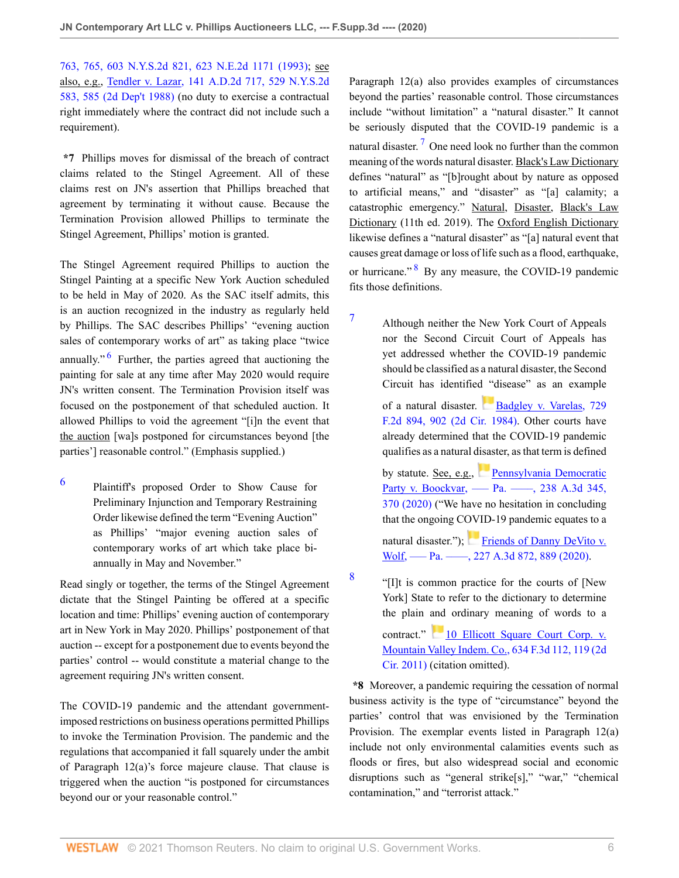763, 765, 603 N.Y.S.2d 821, 623 N.E.2d 1171 (1993); see also, e.g., Tendler v. Lazar, 141 A.D.2d 717, 529 N.Y.S.2d 583, 585 (2d Dep't 1988) (no duty to exercise a contractual right immediately where the contract did not include such a requirement).

**\*7** Phillips moves for dismissal of the breach of contract claims related to the Stingel Agreement. All of these claims rest on JN's assertion that Phillips breached that agreement by terminating it without cause. Because the Termination Provision allowed Phillips to terminate the Stingel Agreement, Phillips' motion is granted.

The Stingel Agreement required Phillips to auction the Stingel Painting at a specific New York Auction scheduled to be held in May of 2020. As the SAC itself admits, this is an auction recognized in the industry as regularly held by Phillips. The SAC describes Phillips' "evening auction sales of contemporary works of art" as taking place "twice annually."[6] Further, the parties agreed that auctioning the painting for sale at any time after May 2020 would require JN's written consent. The Termination Provision itself was focused on the postponement of that scheduled auction. It allowed Phillips to void the agreement "[i]n the event that the auction [wa]s postponed for circumstances beyond [the parties'] reasonable control." (Emphasis supplied.)

6 Plaintiff's proposed Order to Show Cause for Preliminary Injunction and Temporary Restraining Order likewise defined the term "Evening Auction" as Phillips' "major evening auction sales of contemporary works of art which take place bi-annually in May and November."

Read singly or together, the terms of the Stingel Agreement dictate that the Stingel Painting be offered at a specific location and time: Phillips' evening auction of contemporary art in New York in May 2020. Phillips' postponement of that auction -- except for a postponement due to events beyond the parties' control -- would constitute a material change to the agreement requiring JN's written consent.

The COVID-19 pandemic and the attendant government-imposed restrictions on business operations permitted Phillips to invoke the Termination Provision. The pandemic and the regulations that accompanied it fall squarely under the ambit of Paragraph 12(a)'s force majeure clause. That clause is triggered when the auction "is postponed for circumstances beyond our or your reasonable control."

Paragraph 12(a) also provides examples of circumstances beyond the parties' reasonable control. Those circumstances include "without limitation" a "natural disaster." It cannot be seriously disputed that the COVID-19 pandemic is a natural disaster.[7] One need look no further than the common meaning of the words natural disaster. Black's Law Dictionary defines "natural" as "[b]rought about by nature as opposed to artificial means," and "disaster" as "[a] calamity; a catastrophic emergency." Natural, Disaster, Black's Law Dictionary (11th ed. 2019). The Oxford English Dictionary likewise defines a "natural disaster" as "[a] natural event that causes great damage or loss of life such as a flood, earthquake, or hurricane."[8] By any measure, the COVID-19 pandemic fits those definitions.

7 Although neither the New York Court of Appeals nor the Second Circuit Court of Appeals has yet addressed whether the COVID-19 pandemic should be classified as a natural disaster, the Second Circuit has identified "disease" as an example of a natural disaster. Badgley v. Varelas, 729 F.2d 894, 902 (2d Cir. 1984). Other courts have already determined that the COVID-19 pandemic qualifies as a natural disaster, as that term is defined by statute. See, e.g., Pennsylvania Democratic Party v. Boockvar, ––– Pa. ––––, 238 A.3d 345, 370 (2020) ("We have no hesitation in concluding that the ongoing COVID-19 pandemic equates to a natural disaster."); Friends of Danny DeVito v. Wolf, ––– Pa. ––––, 227 A.3d 872, 889 (2020).

8 "[I]t is common practice for the courts of [New York] State to refer to the dictionary to determine the plain and ordinary meaning of words to a contract." 10 Ellicott Square Court Corp. v. Mountain Valley Indem. Co., 634 F.3d 112, 119 (2d Cir. 2011) (citation omitted).

**\*8** Moreover, a pandemic requiring the cessation of normal business activity is the type of "circumstance" beyond the parties' control that was envisioned by the Termination Provision. The exemplar events listed in Paragraph 12(a) include not only environmental calamities events such as floods or fires, but also widespread social and economic disruptions such as "general strike[s]," "war," "chemical contamination," and "terrorist attack."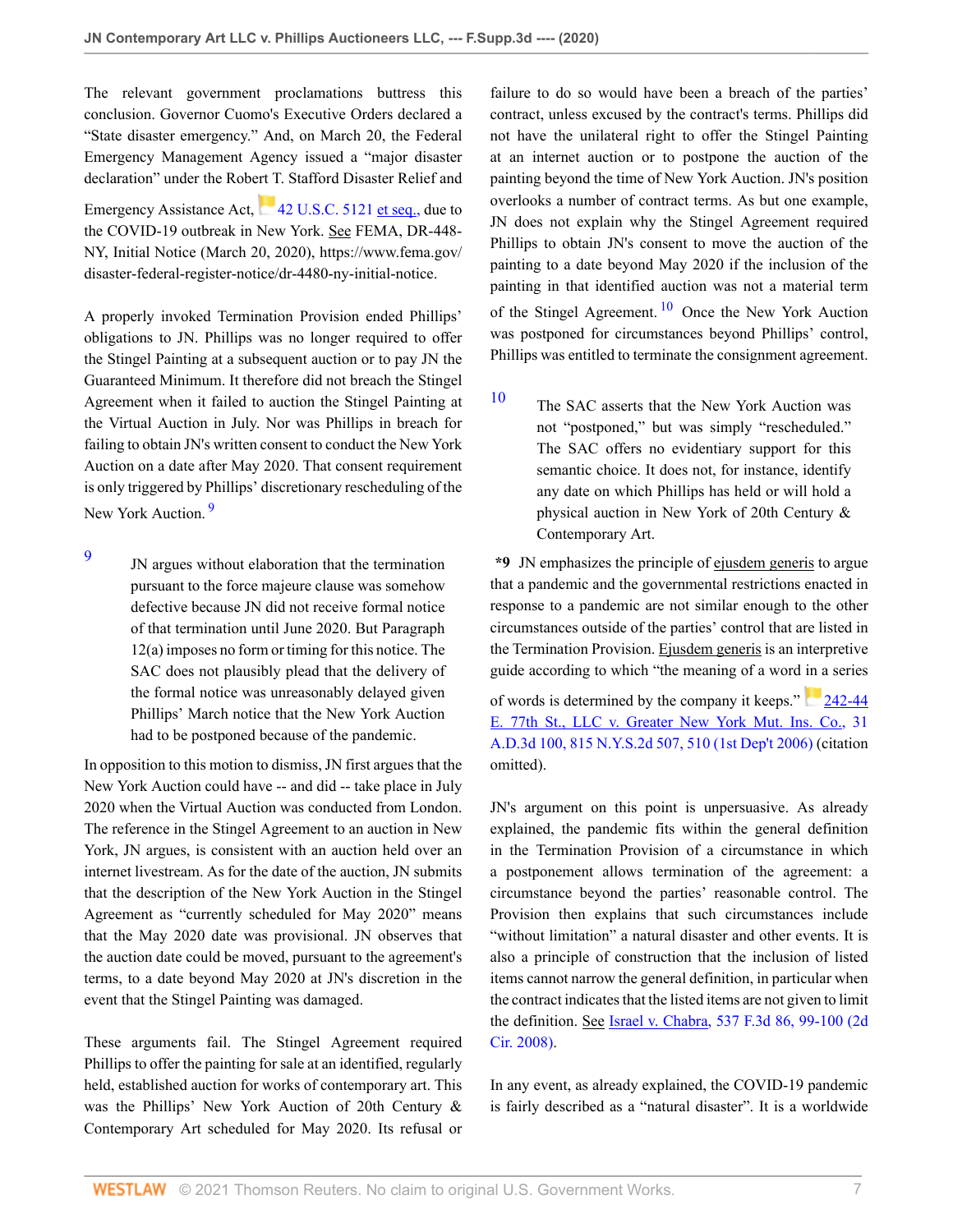The relevant government proclamations buttress this conclusion. Governor Cuomo's Executive Orders declared a "State disaster emergency." And, on March 20, the Federal Emergency Management Agency issued a "major disaster declaration" under the Robert T. Stafford Disaster Relief and Emergency Assistance Act, 42 U.S.C. 5121 et seq., due to the COVID-19 outbreak in New York. See FEMA, DR-448-NY, Initial Notice (March 20, 2020), https://www.fema.gov/disaster-federal-register-notice/dr-4480-ny-initial-notice.

A properly invoked Termination Provision ended Phillips' obligations to JN. Phillips was no longer required to offer the Stingel Painting at a subsequent auction or to pay JN the Guaranteed Minimum. It therefore did not breach the Stingel Agreement when it failed to auction the Stingel Painting at the Virtual Auction in July. Nor was Phillips in breach for failing to obtain JN's written consent to conduct the New York Auction on a date after May 2020. That consent requirement is only triggered by Phillips' discretionary rescheduling of the New York Auction. [9]

[9] JN argues without elaboration that the termination pursuant to the force majeure clause was somehow defective because JN did not receive formal notice of that termination until June 2020. But Paragraph 12(a) imposes no form or timing for this notice. The SAC does not plausibly plead that the delivery of the formal notice was unreasonably delayed given Phillips' March notice that the New York Auction had to be postponed because of the pandemic.

In opposition to this motion to dismiss, JN first argues that the New York Auction could have -- and did -- take place in July 2020 when the Virtual Auction was conducted from London. The reference in the Stingel Agreement to an auction in New York, JN argues, is consistent with an auction held over an internet livestream. As for the date of the auction, JN submits that the description of the New York Auction in the Stingel Agreement as "currently scheduled for May 2020" means that the May 2020 date was provisional. JN observes that the auction date could be moved, pursuant to the agreement's terms, to a date beyond May 2020 at JN's discretion in the event that the Stingel Painting was damaged.

These arguments fail. The Stingel Agreement required Phillips to offer the painting for sale at an identified, regularly held, established auction for works of contemporary art. This was the Phillips' New York Auction of 20th Century & Contemporary Art scheduled for May 2020. Its refusal or failure to do so would have been a breach of the parties' contract, unless excused by the contract's terms. Phillips did not have the unilateral right to offer the Stingel Painting at an internet auction or to postpone the auction of the painting beyond the time of New York Auction. JN's position overlooks a number of contract terms. As but one example, JN does not explain why the Stingel Agreement required Phillips to obtain JN's consent to move the auction of the painting to a date beyond May 2020 if the inclusion of the painting in that identified auction was not a material term of the Stingel Agreement. [10] Once the New York Auction was postponed for circumstances beyond Phillips' control, Phillips was entitled to terminate the consignment agreement.

[10] The SAC asserts that the New York Auction was not "postponed," but was simply "rescheduled." The SAC offers no evidentiary support for this semantic choice. It does not, for instance, identify any date on which Phillips has held or will hold a physical auction in New York of 20th Century & Contemporary Art.

**\*9** JN emphasizes the principle of ejusdem generis to argue that a pandemic and the governmental restrictions enacted in response to a pandemic are not similar enough to the other circumstances outside of the parties' control that are listed in the Termination Provision. Ejusdem generis is an interpretive guide according to which "the meaning of a word in a series of words is determined by the company it keeps." 242-44 E. 77th St., LLC v. Greater New York Mut. Ins. Co., 31 A.D.3d 100, 815 N.Y.S.2d 507, 510 (1st Dep't 2006) (citation omitted).

JN's argument on this point is unpersuasive. As already explained, the pandemic fits within the general definition in the Termination Provision of a circumstance in which a postponement allows termination of the agreement: a circumstance beyond the parties' reasonable control. The Provision then explains that such circumstances include "without limitation" a natural disaster and other events. It is also a principle of construction that the inclusion of listed items cannot narrow the general definition, in particular when the contract indicates that the listed items are not given to limit the definition. See Israel v. Chabra, 537 F.3d 86, 99-100 (2d Cir. 2008).

In any event, as already explained, the COVID-19 pandemic is fairly described as a "natural disaster". It is a worldwide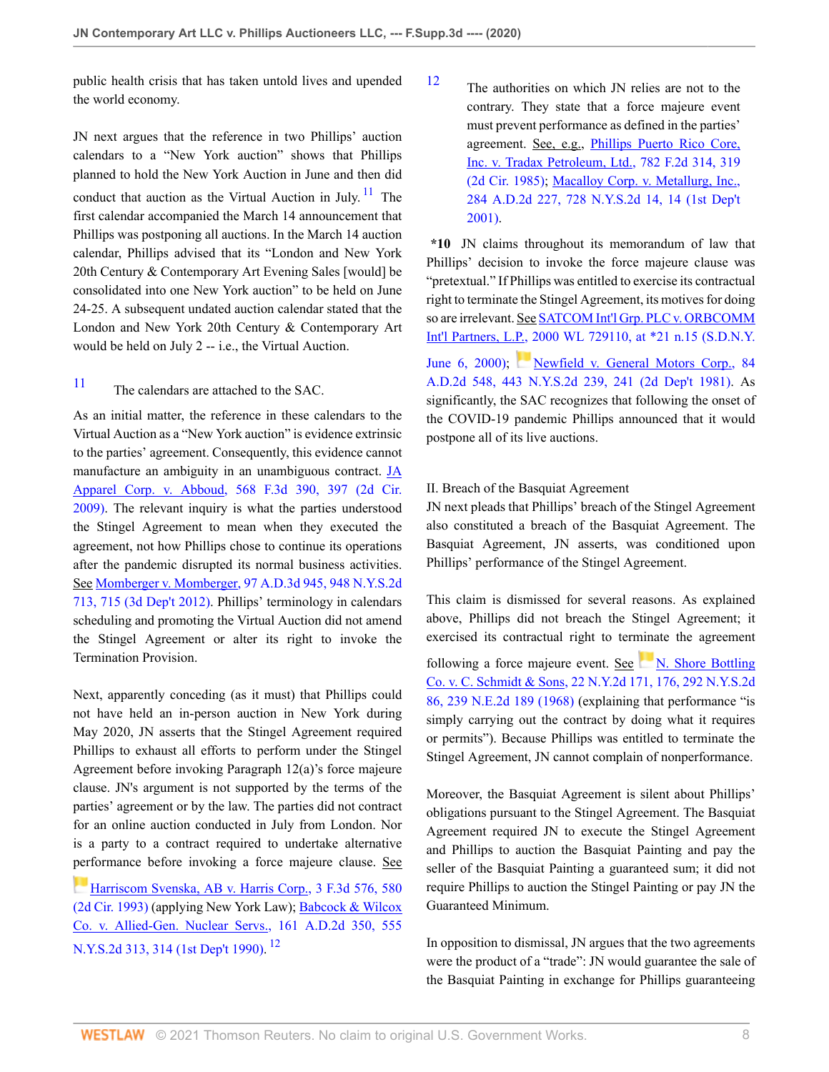public health crisis that has taken untold lives and upended the world economy.

JN next argues that the reference in two Phillips' auction calendars to a "New York auction" shows that Phillips planned to hold the New York Auction in June and then did conduct that auction as the Virtual Auction in July.[11] The first calendar accompanied the March 14 announcement that Phillips was postponing all auctions. In the March 14 auction calendar, Phillips advised that its "London and New York 20th Century & Contemporary Art Evening Sales [would] be consolidated into one New York auction" to be held on June 24-25. A subsequent undated auction calendar stated that the London and New York 20th Century & Contemporary Art would be held on July 2 -- i.e., the Virtual Auction.

[11] The calendars are attached to the SAC.

As an initial matter, the reference in these calendars to the Virtual Auction as a "New York auction" is evidence extrinsic to the parties' agreement. Consequently, this evidence cannot manufacture an ambiguity in an unambiguous contract. JA Apparel Corp. v. Abboud, 568 F.3d 390, 397 (2d Cir. 2009). The relevant inquiry is what the parties understood the Stingel Agreement to mean when they executed the agreement, not how Phillips chose to continue its operations after the pandemic disrupted its normal business activities. See Momberger v. Momberger, 97 A.D.3d 945, 948 N.Y.S.2d 713, 715 (3d Dep't 2012). Phillips' terminology in calendars scheduling and promoting the Virtual Auction did not amend the Stingel Agreement or alter its right to invoke the Termination Provision.

Next, apparently conceding (as it must) that Phillips could not have held an in-person auction in New York during May 2020, JN asserts that the Stingel Agreement required Phillips to exhaust all efforts to perform under the Stingel Agreement before invoking Paragraph 12(a)'s force majeure clause. JN's argument is not supported by the terms of the parties' agreement or by the law. The parties did not contract for an online auction conducted in July from London. Nor is a party to a contract required to undertake alternative performance before invoking a force majeure clause. See Harriscom Svenska, AB v. Harris Corp., 3 F.3d 576, 580 (2d Cir. 1993) (applying New York Law); Babcock & Wilcox Co. v. Allied-Gen. Nuclear Servs., 161 A.D.2d 350, 555 N.Y.S.2d 313, 314 (1st Dep't 1990).[12]

[12] The authorities on which JN relies are not to the contrary. They state that a force majeure event must prevent performance as defined in the parties' agreement. See, e.g., Phillips Puerto Rico Core, Inc. v. Tradax Petroleum, Ltd., 782 F.2d 314, 319 (2d Cir. 1985); Macalloy Corp. v. Metallurg, Inc., 284 A.D.2d 227, 728 N.Y.S.2d 14, 14 (1st Dep't 2001).

**\*10** JN claims throughout its memorandum of law that Phillips' decision to invoke the force majeure clause was "pretextual." If Phillips was entitled to exercise its contractual right to terminate the Stingel Agreement, its motives for doing so are irrelevant. See SATCOM Int'l Grp. PLC v. ORBCOMM Int'l Partners, L.P., 2000 WL 729110, at *21 n.15 (S.D.N.Y. June 6, 2000); Newfield v. General Motors Corp., 84 A.D.2d 548, 443 N.Y.S.2d 239, 241 (2d Dep't 1981). As significantly, the SAC recognizes that following the onset of the COVID-19 pandemic Phillips announced that it would postpone all of its live auctions.

## II. Breach of the Basquiat Agreement

JN next pleads that Phillips' breach of the Stingel Agreement also constituted a breach of the Basquiat Agreement. The Basquiat Agreement, JN asserts, was conditioned upon Phillips' performance of the Stingel Agreement.

This claim is dismissed for several reasons. As explained above, Phillips did not breach the Stingel Agreement; it exercised its contractual right to terminate the agreement following a force majeure event. See N. Shore Bottling Co. v. C. Schmidt & Sons, 22 N.Y.2d 171, 176, 292 N.Y.S.2d 86, 239 N.E.2d 189 (1968) (explaining that performance "is simply carrying out the contract by doing what it requires or permits"). Because Phillips was entitled to terminate the Stingel Agreement, JN cannot complain of nonperformance.

Moreover, the Basquiat Agreement is silent about Phillips' obligations pursuant to the Stingel Agreement. The Basquiat Agreement required JN to execute the Stingel Agreement and Phillips to auction the Basquiat Painting and pay the seller of the Basquiat Painting a guaranteed sum; it did not require Phillips to auction the Stingel Painting or pay JN the Guaranteed Minimum.

In opposition to dismissal, JN argues that the two agreements were the product of a "trade": JN would guarantee the sale of the Basquiat Painting in exchange for Phillips guaranteeing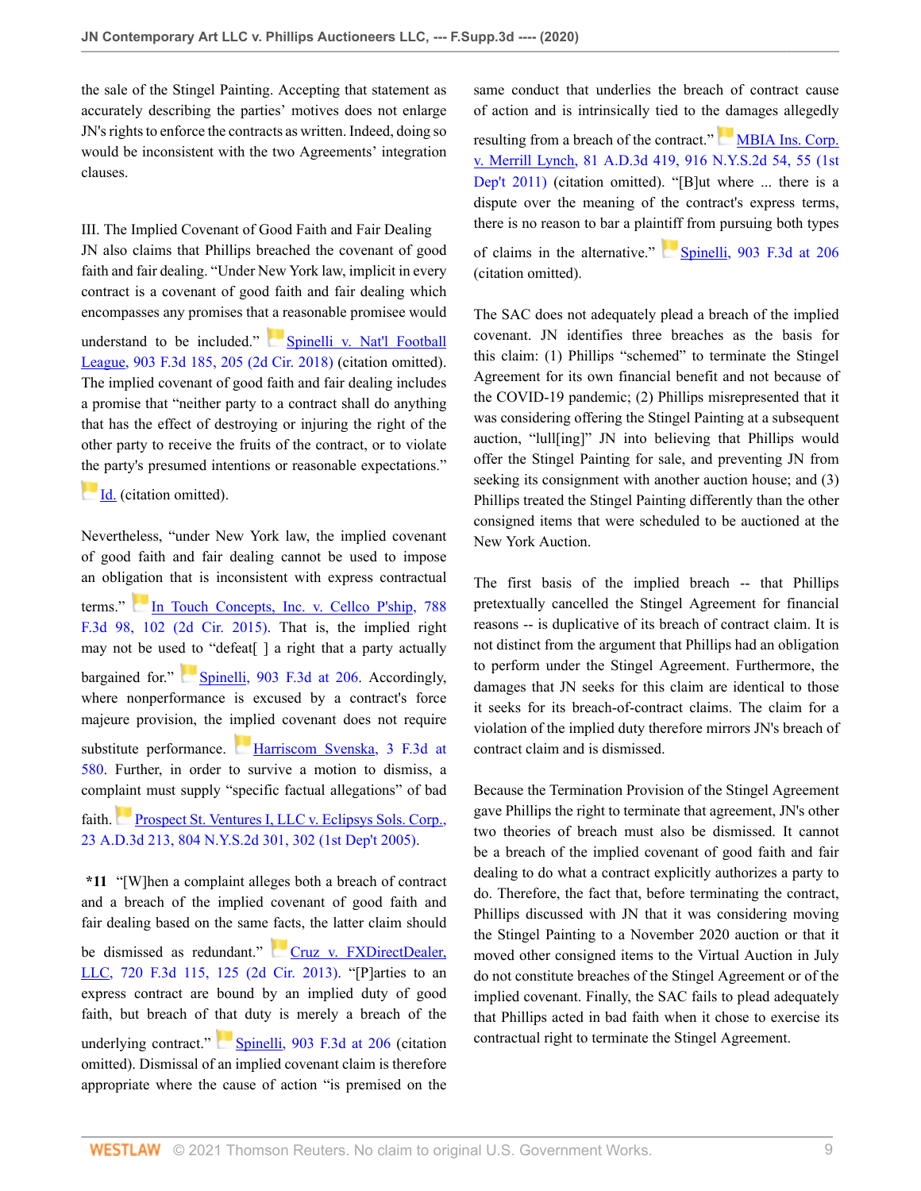the sale of the Stingel Painting. Accepting that statement as accurately describing the parties' motives does not enlarge JN's rights to enforce the contracts as written. Indeed, doing so would be inconsistent with the two Agreements' integration clauses.

### III. The Implied Covenant of Good Faith and Fair Dealing

JN also claims that Phillips breached the covenant of good faith and fair dealing. "Under New York law, implicit in every contract is a covenant of good faith and fair dealing which encompasses any promises that a reasonable promisee would understand to be included." Spinelli v. Nat'l Football League, 903 F.3d 185, 205 (2d Cir. 2018) (citation omitted). The implied covenant of good faith and fair dealing includes a promise that "neither party to a contract shall do anything that has the effect of destroying or injuring the right of the other party to receive the fruits of the contract, or to violate the party's presumed intentions or reasonable expectations." Id. (citation omitted).

Nevertheless, "under New York law, the implied covenant of good faith and fair dealing cannot be used to impose an obligation that is inconsistent with express contractual terms." In Touch Concepts, Inc. v. Cellco P'ship, 788 F.3d 98, 102 (2d Cir. 2015). That is, the implied right may not be used to "defeat[ ] a right that a party actually bargained for." Spinelli, 903 F.3d at 206. Accordingly, where nonperformance is excused by a contract's force majeure provision, the implied covenant does not require substitute performance. Harriscom Svenska, 3 F.3d at 580. Further, in order to survive a motion to dismiss, a complaint must supply "specific factual allegations" of bad faith. Prospect St. Ventures I, LLC v. Eclipsys Sols. Corp., 23 A.D.3d 213, 804 N.Y.S.2d 301, 302 (1st Dep't 2005).

**\*11** "[W]hen a complaint alleges both a breach of contract and a breach of the implied covenant of good faith and fair dealing based on the same facts, the latter claim should be dismissed as redundant." Cruz v. FXDirectDealer, LLC, 720 F.3d 115, 125 (2d Cir. 2013). "[P]arties to an express contract are bound by an implied duty of good faith, but breach of that duty is merely a breach of the underlying contract." Spinelli, 903 F.3d at 206 (citation omitted). Dismissal of an implied covenant claim is therefore appropriate where the cause of action "is premised on the same conduct that underlies the breach of contract cause of action and is intrinsically tied to the damages allegedly resulting from a breach of the contract." MBIA Ins. Corp. v. Merrill Lynch, 81 A.D.3d 419, 916 N.Y.S.2d 54, 55 (1st Dep't 2011) (citation omitted). "[B]ut where ... there is a dispute over the meaning of the contract's express terms, there is no reason to bar a plaintiff from pursuing both types of claims in the alternative." Spinelli, 903 F.3d at 206 (citation omitted).

The SAC does not adequately plead a breach of the implied covenant. JN identifies three breaches as the basis for this claim: (1) Phillips "schemed" to terminate the Stingel Agreement for its own financial benefit and not because of the COVID-19 pandemic; (2) Phillips misrepresented that it was considering offering the Stingel Painting at a subsequent auction, "lull[ing]" JN into believing that Phillips would offer the Stingel Painting for sale, and preventing JN from seeking its consignment with another auction house; and (3) Phillips treated the Stingel Painting differently than the other consigned items that were scheduled to be auctioned at the New York Auction.

The first basis of the implied breach -- that Phillips pretextually cancelled the Stingel Agreement for financial reasons -- is duplicative of its breach of contract claim. It is not distinct from the argument that Phillips had an obligation to perform under the Stingel Agreement. Furthermore, the damages that JN seeks for this claim are identical to those it seeks for its breach-of-contract claims. The claim for a violation of the implied duty therefore mirrors JN's breach of contract claim and is dismissed.

Because the Termination Provision of the Stingel Agreement gave Phillips the right to terminate that agreement, JN's other two theories of breach must also be dismissed. It cannot be a breach of the implied covenant of good faith and fair dealing to do what a contract explicitly authorizes a party to do. Therefore, the fact that, before terminating the contract, Phillips discussed with JN that it was considering moving the Stingel Painting to a November 2020 auction or that it moved other consigned items to the Virtual Auction in July do not constitute breaches of the Stingel Agreement or of the implied covenant. Finally, the SAC fails to plead adequately that Phillips acted in bad faith when it chose to exercise its contractual right to terminate the Stingel Agreement.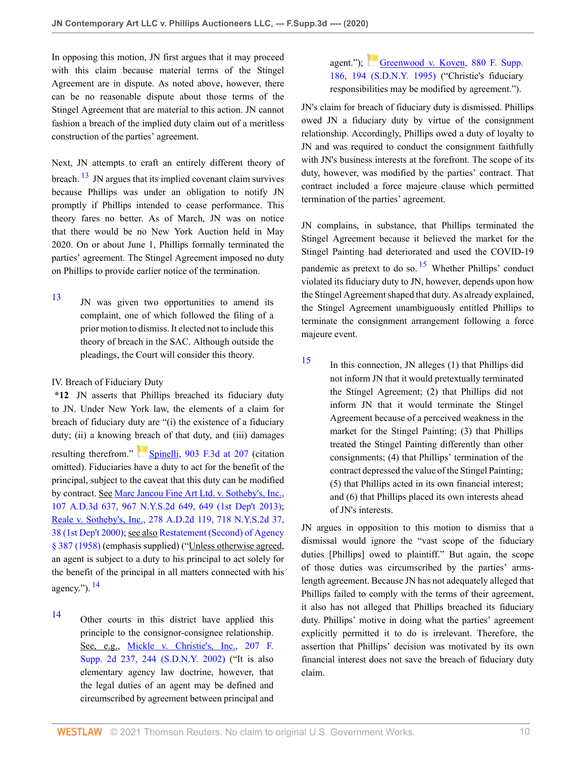In opposing this motion, JN first argues that it may proceed with this claim because material terms of the Stingel Agreement are in dispute. As noted above, however, there can be no reasonable dispute about those terms of the Stingel Agreement that are material to this action. JN cannot fashion a breach of the implied duty claim out of a meritless construction of the parties' agreement.

Next, JN attempts to craft an entirely different theory of breach.[13] JN argues that its implied covenant claim survives because Phillips was under an obligation to notify JN promptly if Phillips intended to cease performance. This theory fares no better. As of March, JN was on notice that there would be no New York Auction held in May 2020. On or about June 1, Phillips formally terminated the parties' agreement. The Stingel Agreement imposed no duty on Phillips to provide earlier notice of the termination.

13 JN was given two opportunities to amend its complaint, one of which followed the filing of a prior motion to dismiss. It elected not to include this theory of breach in the SAC. Although outside the pleadings, the Court will consider this theory.

IV. Breach of Fiduciary Duty

**\*12** JN asserts that Phillips breached its fiduciary duty to JN. Under New York law, the elements of a claim for breach of fiduciary duty are "(i) the existence of a fiduciary duty; (ii) a knowing breach of that duty, and (iii) damages resulting therefrom." Spinelli, 903 F.3d at 207 (citation omitted). Fiduciaries have a duty to act for the benefit of the principal, subject to the caveat that this duty can be modified by contract. See Marc Jancou Fine Art Ltd. v. Sotheby's, Inc., 107 A.D.3d 637, 967 N.Y.S.2d 649, 649 (1st Dep't 2013); Reale v. Sotheby's, Inc., 278 A.D.2d 119, 718 N.Y.S.2d 37, 38 (1st Dep't 2000); see also Restatement (Second) of Agency § 387 (1958) (emphasis supplied) ("Unless otherwise agreed, an agent is subject to a duty to his principal to act solely for the benefit of the principal in all matters connected with his agency.").[14]

14 Other courts in this district have applied this principle to the consignor-consignee relationship. See, e.g., Mickle v. Christie's, Inc., 207 F. Supp. 2d 237, 244 (S.D.N.Y. 2002) ("It is also elementary agency law doctrine, however, that the legal duties of an agent may be defined and circumscribed by agreement between principal and agent."); Greenwood v. Koven, 880 F. Supp. 186, 194 (S.D.N.Y. 1995) ("Christie's fiduciary responsibilities may be modified by agreement.").

JN's claim for breach of fiduciary duty is dismissed. Phillips owed JN a fiduciary duty by virtue of the consignment relationship. Accordingly, Phillips owed a duty of loyalty to JN and was required to conduct the consignment faithfully with JN's business interests at the forefront. The scope of its duty, however, was modified by the parties' contract. That contract included a force majeure clause which permitted termination of the parties' agreement.

JN complains, in substance, that Phillips terminated the Stingel Agreement because it believed the market for the Stingel Painting had deteriorated and used the COVID-19 pandemic as pretext to do so.[15] Whether Phillips' conduct violated its fiduciary duty to JN, however, depends upon how the Stingel Agreement shaped that duty. As already explained, the Stingel Agreement unambiguously entitled Phillips to terminate the consignment arrangement following a force majeure event.

15 In this connection, JN alleges (1) that Phillips did not inform JN that it would pretextually terminated the Stingel Agreement; (2) that Phillips did not inform JN that it would terminate the Stingel Agreement because of a perceived weakness in the market for the Stingel Painting; (3) that Phillips treated the Stingel Painting differently than other consignments; (4) that Phillips' termination of the contract depressed the value of the Stingel Painting; (5) that Phillips acted in its own financial interest; and (6) that Phillips placed its own interests ahead of JN's interests.

JN argues in opposition to this motion to dismiss that a dismissal would ignore the "vast scope of the fiduciary duties [Phillips] owed to plaintiff." But again, the scope of those duties was circumscribed by the parties' arms-length agreement. Because JN has not adequately alleged that Phillips failed to comply with the terms of their agreement, it also has not alleged that Phillips breached its fiduciary duty. Phillips' motive in doing what the parties' agreement explicitly permitted it to do is irrelevant. Therefore, the assertion that Phillips' decision was motivated by its own financial interest does not save the breach of fiduciary duty claim.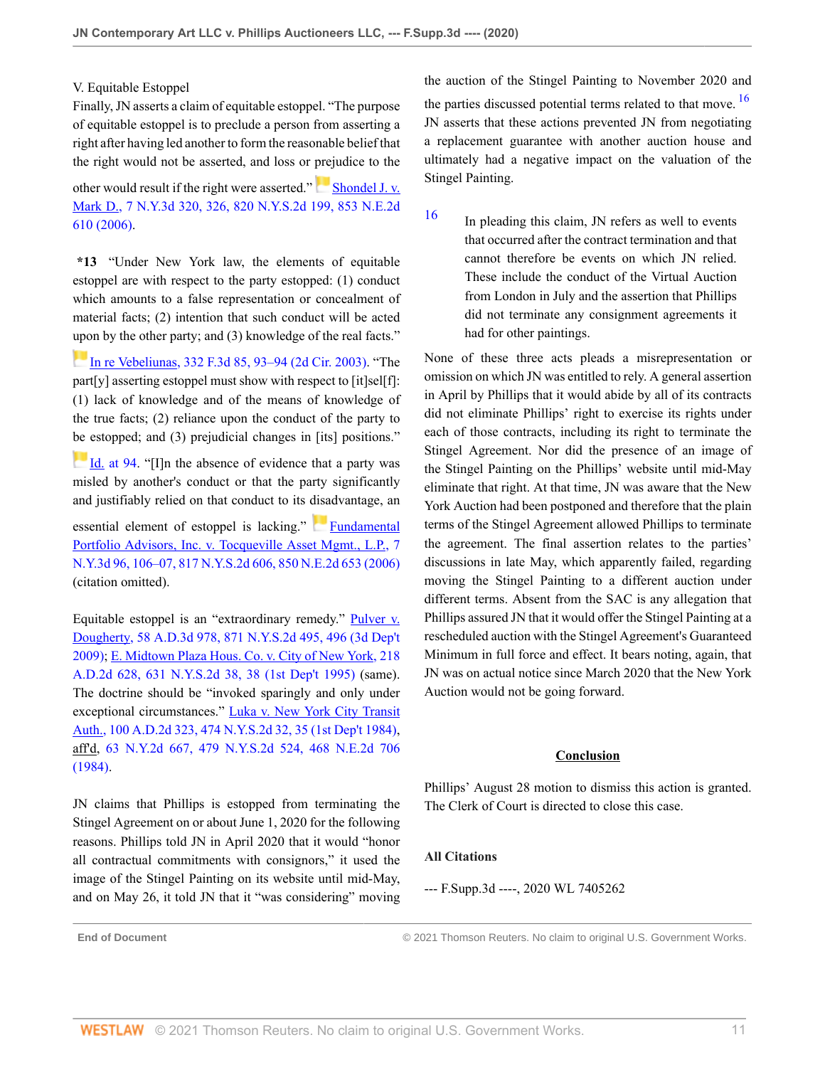V. Equitable Estoppel

Finally, JN asserts a claim of equitable estoppel. "The purpose of equitable estoppel is to preclude a person from asserting a right after having led another to form the reasonable belief that the right would not be asserted, and loss or prejudice to the other would result if the right were asserted." Shondel J. v. Mark D., 7 N.Y.3d 320, 326, 820 N.Y.S.2d 199, 853 N.E.2d 610 (2006).

**\*13** "Under New York law, the elements of equitable estoppel are with respect to the party estopped: (1) conduct which amounts to a false representation or concealment of material facts; (2) intention that such conduct will be acted upon by the other party; and (3) knowledge of the real facts." In re Vebeliunas, 332 F.3d 85, 93–94 (2d Cir. 2003). "The part[y] asserting estoppel must show with respect to [it]sel[f]: (1) lack of knowledge and of the means of knowledge of the true facts; (2) reliance upon the conduct of the party to be estopped; and (3) prejudicial changes in [its] positions." Id. at 94. "[I]n the absence of evidence that a party was misled by another's conduct or that the party significantly and justifiably relied on that conduct to its disadvantage, an essential element of estoppel is lacking." Fundamental Portfolio Advisors, Inc. v. Tocqueville Asset Mgmt., L.P., 7 N.Y.3d 96, 106–07, 817 N.Y.S.2d 606, 850 N.E.2d 653 (2006) (citation omitted).

Equitable estoppel is an "extraordinary remedy." Pulver v. Dougherty, 58 A.D.3d 978, 871 N.Y.S.2d 495, 496 (3d Dep't 2009); E. Midtown Plaza Hous. Co. v. City of New York, 218 A.D.2d 628, 631 N.Y.S.2d 38, 38 (1st Dep't 1995) (same). The doctrine should be "invoked sparingly and only under exceptional circumstances." Luka v. New York City Transit Auth., 100 A.D.2d 323, 474 N.Y.S.2d 32, 35 (1st Dep't 1984), aff'd, 63 N.Y.2d 667, 479 N.Y.S.2d 524, 468 N.E.2d 706 (1984).

JN claims that Phillips is estopped from terminating the Stingel Agreement on or about June 1, 2020 for the following reasons. Phillips told JN in April 2020 that it would "honor all contractual commitments with consignors," it used the image of the Stingel Painting on its website until mid-May, and on May 26, it told JN that it "was considering" moving the auction of the Stingel Painting to November 2020 and the parties discussed potential terms related to that move.[16] JN asserts that these actions prevented JN from negotiating a replacement guarantee with another auction house and ultimately had a negative impact on the valuation of the Stingel Painting.

16 In pleading this claim, JN refers as well to events that occurred after the contract termination and that cannot therefore be events on which JN relied. These include the conduct of the Virtual Auction from London in July and the assertion that Phillips did not terminate any consignment agreements it had for other paintings.

None of these three acts pleads a misrepresentation or omission on which JN was entitled to rely. A general assertion in April by Phillips that it would abide by all of its contracts did not eliminate Phillips' right to exercise its rights under each of those contracts, including its right to terminate the Stingel Agreement. Nor did the presence of an image of the Stingel Painting on the Phillips' website until mid-May eliminate that right. At that time, JN was aware that the New York Auction had been postponed and therefore that the plain terms of the Stingel Agreement allowed Phillips to terminate the agreement. The final assertion relates to the parties' discussions in late May, which apparently failed, regarding moving the Stingel Painting to a different auction under different terms. Absent from the SAC is any allegation that Phillips assured JN that it would offer the Stingel Painting at a rescheduled auction with the Stingel Agreement's Guaranteed Minimum in full force and effect. It bears noting, again, that JN was on actual notice since March 2020 that the New York Auction would not be going forward.

## Conclusion

Phillips' August 28 motion to dismiss this action is granted. The Clerk of Court is directed to close this case.

### All Citations

--- F.Supp.3d ----, 2020 WL 7405262

End of Document